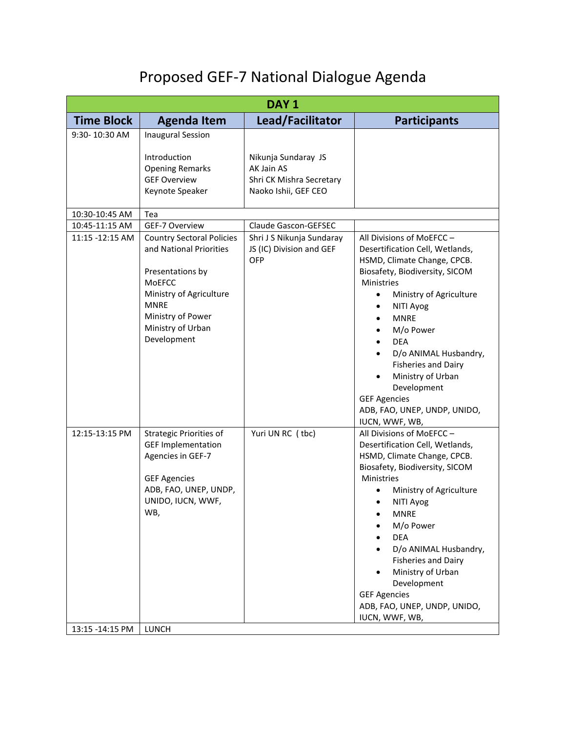# Proposed GEF-7 National Dialogue Agenda

| DAY 1 | | | |
|---|---|---|---|
| **Time Block** | **Agenda Item** | **Lead/Facilitator** | **Participants** |
| 9:30- 10:30 AM | Inaugural Session<br><br>Introduction<br>Opening Remarks<br>GEF Overview<br>Keynote Speaker | <br><br>Nikunja Sundaray JS<br>AK Jain AS<br>Shri CK Mishra Secretary<br>Naoko Ishii, GEF CEO | |
| 10:30-10:45 AM | Tea | | |
| 10:45-11:15 AM | GEF-7 Overview | Claude Gascon-GEFSEC | |
| 11:15 -12:15 AM | Country Sectoral Policies and National Priorities<br><br>Presentations by<br>MoEFCC<br>Ministry of Agriculture<br>MNRE<br>Ministry of Power<br>Ministry of Urban Development | Shri J S Nikunja Sundaray JS (IC) Division and GEF OFP | All Divisions of MoEFCC – Desertification Cell, Wetlands, HSMD, Climate Change, CPCB. Biosafety, Biodiversity, SICOM<br>Ministries<br>• Ministry of Agriculture<br>• NITI Ayog<br>• MNRE<br>• M/o Power<br>• DEA<br>• D/o ANIMAL Husbandry, Fisheries and Dairy<br>• Ministry of Urban Development<br>GEF Agencies<br>ADB, FAO, UNEP, UNDP, UNIDO, IUCN, WWF, WB, |
| 12:15-13:15 PM | Strategic Priorities of GEF Implementation Agencies in GEF-7<br><br>GEF Agencies<br>ADB, FAO, UNEP, UNDP, UNIDO, IUCN, WWF, WB, | Yuri UN RC ( tbc) | All Divisions of MoEFCC – Desertification Cell, Wetlands, HSMD, Climate Change, CPCB. Biosafety, Biodiversity, SICOM<br>Ministries<br>• Ministry of Agriculture<br>• NITI Ayog<br>• MNRE<br>• M/o Power<br>• DEA<br>• D/o ANIMAL Husbandry, Fisheries and Dairy<br>• Ministry of Urban Development<br>GEF Agencies<br>ADB, FAO, UNEP, UNDP, UNIDO, IUCN, WWF, WB, |
| 13:15 -14:15 PM | LUNCH | | |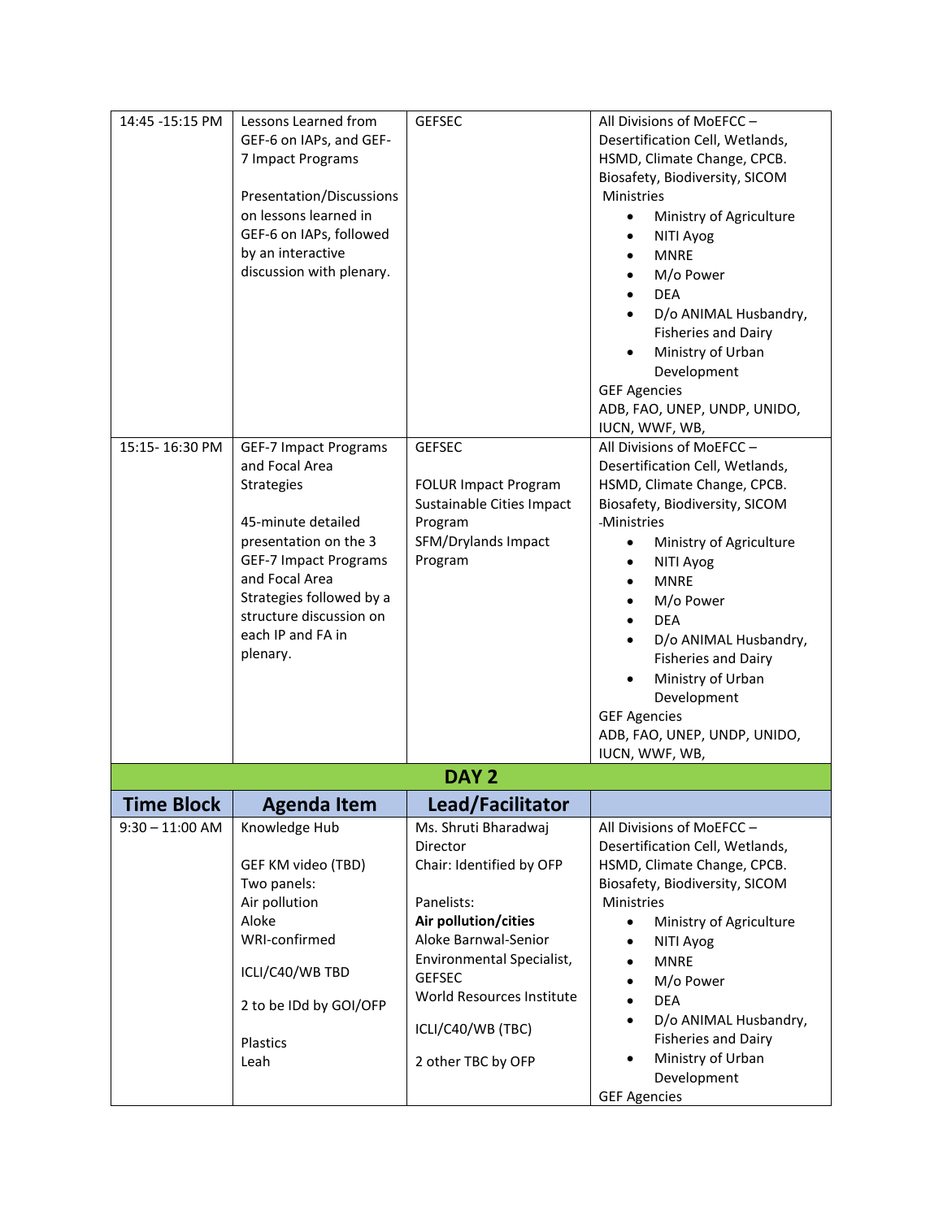| 14:45 -15:15 PM | Lessons Learned from GEF-6 on IAPs, and GEF-7 Impact Programs<br><br>Presentation/Discussions on lessons learned in GEF-6 on IAPs, followed by an interactive discussion with plenary. | GEFSEC | All Divisions of MoEFCC – Desertification Cell, Wetlands, HSMD, Climate Change, CPCB. Biosafety, Biodiversity, SICOM<br>Ministries<br>• Ministry of Agriculture<br>• NITI Ayog<br>• MNRE<br>• M/o Power<br>• DEA<br>• D/o ANIMAL Husbandry, Fisheries and Dairy<br>• Ministry of Urban Development<br>GEF Agencies<br>ADB, FAO, UNEP, UNDP, UNIDO, IUCN, WWF, WB, |
|---|---|---|---|
| 15:15- 16:30 PM | GEF-7 Impact Programs and Focal Area Strategies<br><br>45-minute detailed presentation on the 3 GEF-7 Impact Programs and Focal Area Strategies followed by a structure discussion on each IP and FA in plenary. | GEFSEC<br><br>FOLUR Impact Program<br>Sustainable Cities Impact Program<br>SFM/Drylands Impact Program | All Divisions of MoEFCC – Desertification Cell, Wetlands, HSMD, Climate Change, CPCB. Biosafety, Biodiversity, SICOM<br>-Ministries<br>• Ministry of Agriculture<br>• NITI Ayog<br>• MNRE<br>• M/o Power<br>• DEA<br>• D/o ANIMAL Husbandry, Fisheries and Dairy<br>• Ministry of Urban Development<br>GEF Agencies<br>ADB, FAO, UNEP, UNDP, UNIDO, IUCN, WWF, WB, |
| **DAY 2** | | | |
| **Time Block** | **Agenda Item** | **Lead/Facilitator** | |
| 9:30 – 11:00 AM | Knowledge Hub<br><br>GEF KM video (TBD)<br>Two panels:<br>Air pollution<br>Aloke<br>WRI-confirmed<br><br>ICLI/C40/WB TBD<br><br>2 to be IDd by GOI/OFP<br><br>Plastics<br>Leah | Ms. Shruti Bharadwaj<br>Director<br>Chair: Identified by OFP<br><br>Panelists:<br>**Air pollution/cities**<br>Aloke Barnwal-Senior Environmental Specialist, GEFSEC<br>World Resources Institute<br><br>ICLI/C40/WB (TBC)<br><br>2 other TBC by OFP | All Divisions of MoEFCC – Desertification Cell, Wetlands, HSMD, Climate Change, CPCB. Biosafety, Biodiversity, SICOM<br>Ministries<br>• Ministry of Agriculture<br>• NITI Ayog<br>• MNRE<br>• M/o Power<br>• DEA<br>• D/o ANIMAL Husbandry, Fisheries and Dairy<br>• Ministry of Urban Development<br>GEF Agencies |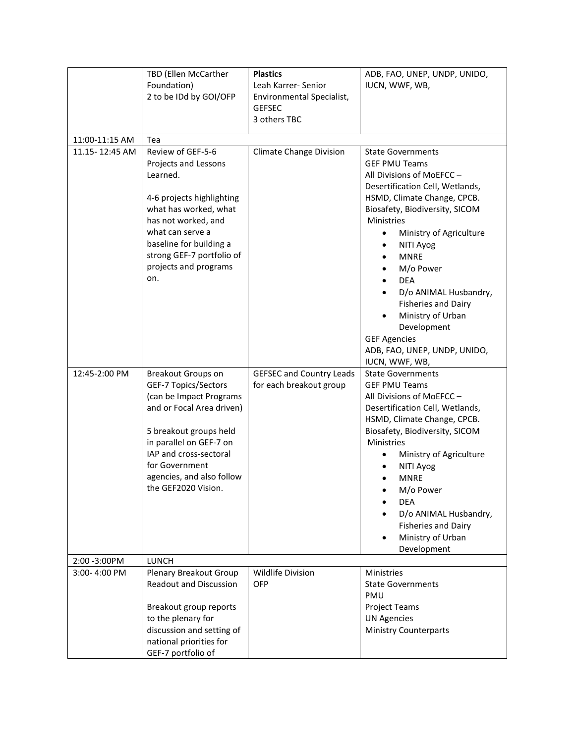| | | | |
|---|---|---|---|
| | TBD (Ellen McCarther Foundation)<br>2 to be IDd by GOI/OFP | **Plastics**<br>Leah Karrer- Senior Environmental Specialist, GEFSEC<br>3 others TBC | ADB, FAO, UNEP, UNDP, UNIDO, IUCN, WWF, WB, |
| 11:00-11:15 AM | Tea | | |
| 11.15- 12:45 AM | Review of GEF-5-6 Projects and Lessons Learned.<br><br>4-6 projects highlighting what has worked, what has not worked, and what can serve a baseline for building a strong GEF-7 portfolio of projects and programs on. | Climate Change Division | State Governments<br>GEF PMU Teams<br>All Divisions of MoEFCC – Desertification Cell, Wetlands, HSMD, Climate Change, CPCB. Biosafety, Biodiversity, SICOM<br>Ministries<br>• Ministry of Agriculture<br>• NITI Ayog<br>• MNRE<br>• M/o Power<br>• DEA<br>• D/o ANIMAL Husbandry, Fisheries and Dairy<br>• Ministry of Urban Development<br>GEF Agencies<br>ADB, FAO, UNEP, UNDP, UNIDO, IUCN, WWF, WB, |
| 12:45-2:00 PM | Breakout Groups on GEF-7 Topics/Sectors (can be Impact Programs and or Focal Area driven)<br><br>5 breakout groups held in parallel on GEF-7 on IAP and cross-sectoral for Government agencies, and also follow the GEF2020 Vision. | GEFSEC and Country Leads for each breakout group | State Governments<br>GEF PMU Teams<br>All Divisions of MoEFCC – Desertification Cell, Wetlands, HSMD, Climate Change, CPCB. Biosafety, Biodiversity, SICOM<br>Ministries<br>• Ministry of Agriculture<br>• NITI Ayog<br>• MNRE<br>• M/o Power<br>• DEA<br>• D/o ANIMAL Husbandry, Fisheries and Dairy<br>• Ministry of Urban Development |
| 2:00 -3:00PM | LUNCH | | |
| 3:00- 4:00 PM | Plenary Breakout Group Readout and Discussion<br><br>Breakout group reports to the plenary for discussion and setting of national priorities for GEF-7 portfolio of | Wildlife Division<br>OFP | Ministries<br>State Governments<br>PMU<br>Project Teams<br>UN Agencies<br>Ministry Counterparts |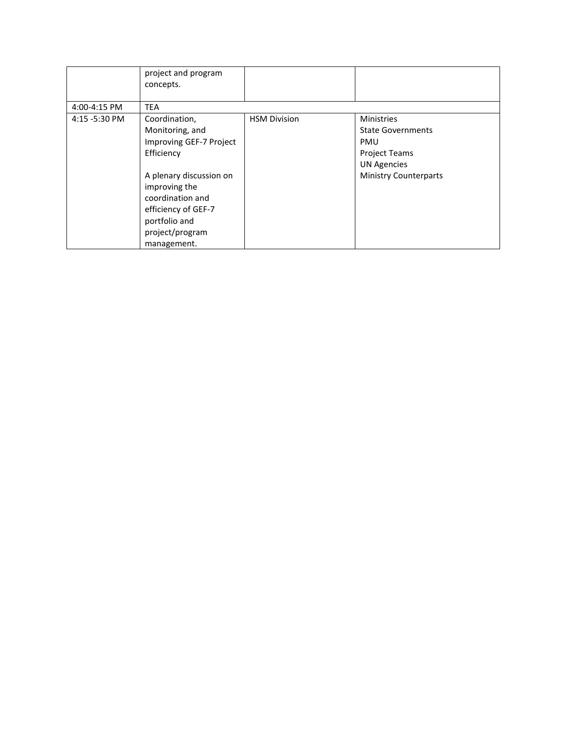| | | | |
|---|---|---|---|
| | project and program concepts. | | |
| 4:00-4:15 PM | TEA | | |
| 4:15 -5:30 PM | Coordination, Monitoring, and Improving GEF-7 Project Efficiency<br><br>A plenary discussion on improving the coordination and efficiency of GEF-7 portfolio and project/program management. | HSM Division | Ministries<br>State Governments<br>PMU<br>Project Teams<br>UN Agencies<br>Ministry Counterparts |